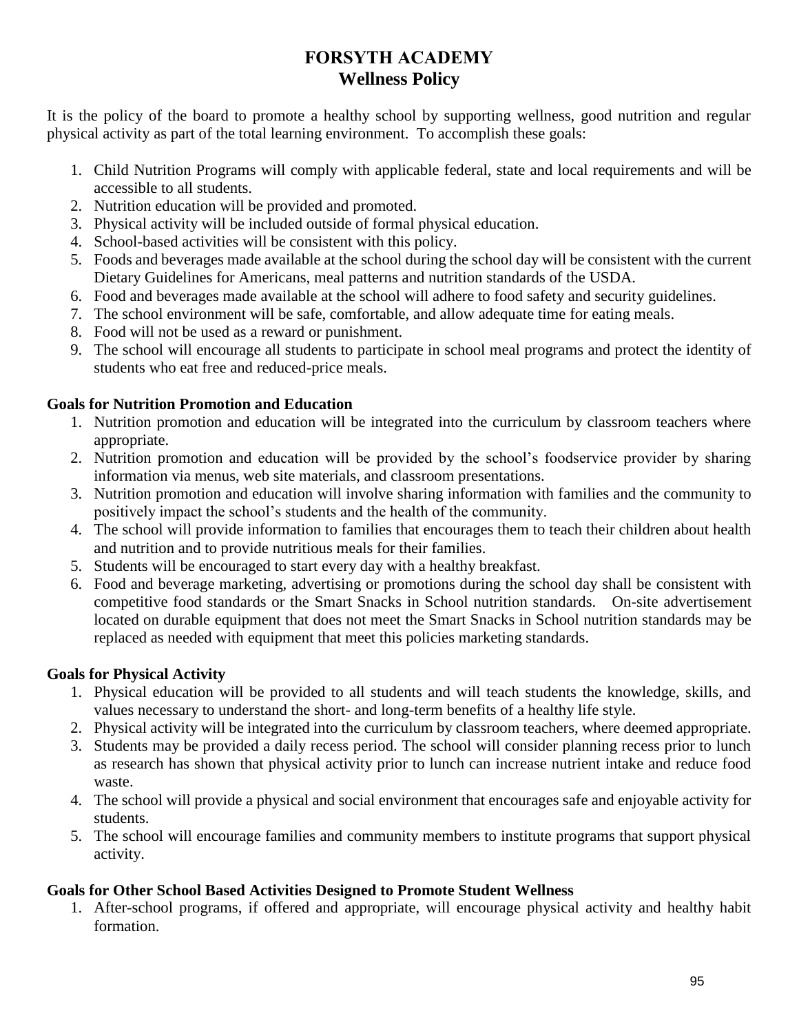# FORSYTH ACADEMY
## Wellness Policy

It is the policy of the board to promote a healthy school by supporting wellness, good nutrition and regular physical activity as part of the total learning environment. To accomplish these goals:

1. Child Nutrition Programs will comply with applicable federal, state and local requirements and will be accessible to all students.
2. Nutrition education will be provided and promoted.
3. Physical activity will be included outside of formal physical education.
4. School-based activities will be consistent with this policy.
5. Foods and beverages made available at the school during the school day will be consistent with the current Dietary Guidelines for Americans, meal patterns and nutrition standards of the USDA.
6. Food and beverages made available at the school will adhere to food safety and security guidelines.
7. The school environment will be safe, comfortable, and allow adequate time for eating meals.
8. Food will not be used as a reward or punishment.
9. The school will encourage all students to participate in school meal programs and protect the identity of students who eat free and reduced-price meals.

**Goals for Nutrition Promotion and Education**

1. Nutrition promotion and education will be integrated into the curriculum by classroom teachers where appropriate.
2. Nutrition promotion and education will be provided by the school's foodservice provider by sharing information via menus, web site materials, and classroom presentations.
3. Nutrition promotion and education will involve sharing information with families and the community to positively impact the school's students and the health of the community.
4. The school will provide information to families that encourages them to teach their children about health and nutrition and to provide nutritious meals for their families.
5. Students will be encouraged to start every day with a healthy breakfast.
6. Food and beverage marketing, advertising or promotions during the school day shall be consistent with competitive food standards or the Smart Snacks in School nutrition standards. On-site advertisement located on durable equipment that does not meet the Smart Snacks in School nutrition standards may be replaced as needed with equipment that meet this policies marketing standards.

**Goals for Physical Activity**

1. Physical education will be provided to all students and will teach students the knowledge, skills, and values necessary to understand the short- and long-term benefits of a healthy life style.
2. Physical activity will be integrated into the curriculum by classroom teachers, where deemed appropriate.
3. Students may be provided a daily recess period. The school will consider planning recess prior to lunch as research has shown that physical activity prior to lunch can increase nutrient intake and reduce food waste.
4. The school will provide a physical and social environment that encourages safe and enjoyable activity for students.
5. The school will encourage families and community members to institute programs that support physical activity.

**Goals for Other School Based Activities Designed to Promote Student Wellness**

1. After-school programs, if offered and appropriate, will encourage physical activity and healthy habit formation.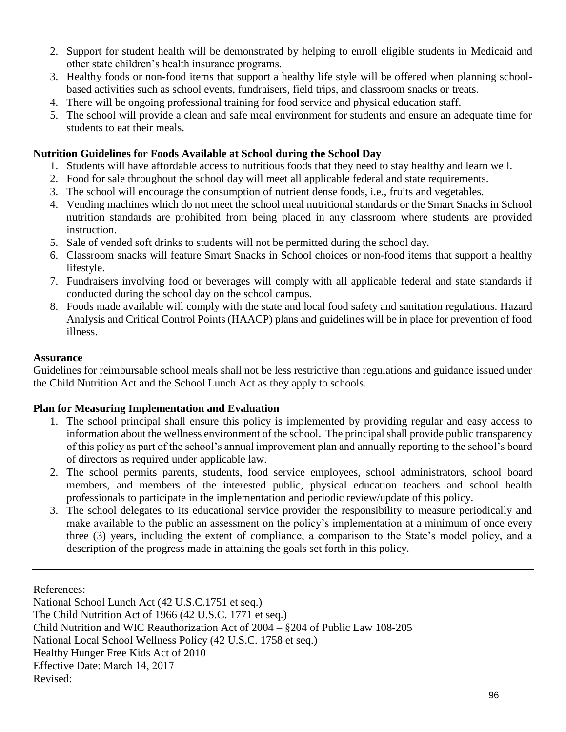2. Support for student health will be demonstrated by helping to enroll eligible students in Medicaid and other state children's health insurance programs.
3. Healthy foods or non-food items that support a healthy life style will be offered when planning school-based activities such as school events, fundraisers, field trips, and classroom snacks or treats.
4. There will be ongoing professional training for food service and physical education staff.
5. The school will provide a clean and safe meal environment for students and ensure an adequate time for students to eat their meals.

**Nutrition Guidelines for Foods Available at School during the School Day**

1. Students will have affordable access to nutritious foods that they need to stay healthy and learn well.
2. Food for sale throughout the school day will meet all applicable federal and state requirements.
3. The school will encourage the consumption of nutrient dense foods, i.e., fruits and vegetables.
4. Vending machines which do not meet the school meal nutritional standards or the Smart Snacks in School nutrition standards are prohibited from being placed in any classroom where students are provided instruction.
5. Sale of vended soft drinks to students will not be permitted during the school day.
6. Classroom snacks will feature Smart Snacks in School choices or non-food items that support a healthy lifestyle.
7. Fundraisers involving food or beverages will comply with all applicable federal and state standards if conducted during the school day on the school campus.
8. Foods made available will comply with the state and local food safety and sanitation regulations. Hazard Analysis and Critical Control Points (HAACP) plans and guidelines will be in place for prevention of food illness.

**Assurance**

Guidelines for reimbursable school meals shall not be less restrictive than regulations and guidance issued under the Child Nutrition Act and the School Lunch Act as they apply to schools.

**Plan for Measuring Implementation and Evaluation**

1. The school principal shall ensure this policy is implemented by providing regular and easy access to information about the wellness environment of the school. The principal shall provide public transparency of this policy as part of the school's annual improvement plan and annually reporting to the school's board of directors as required under applicable law.
2. The school permits parents, students, food service employees, school administrators, school board members, and members of the interested public, physical education teachers and school health professionals to participate in the implementation and periodic review/update of this policy.
3. The school delegates to its educational service provider the responsibility to measure periodically and make available to the public an assessment on the policy's implementation at a minimum of once every three (3) years, including the extent of compliance, a comparison to the State's model policy, and a description of the progress made in attaining the goals set forth in this policy.

---

References:
National School Lunch Act (42 U.S.C.1751 et seq.)
The Child Nutrition Act of 1966 (42 U.S.C. 1771 et seq.)
Child Nutrition and WIC Reauthorization Act of 2004 – §204 of Public Law 108-205
National Local School Wellness Policy (42 U.S.C. 1758 et seq.)
Healthy Hunger Free Kids Act of 2010
Effective Date: March 14, 2017
Revised: